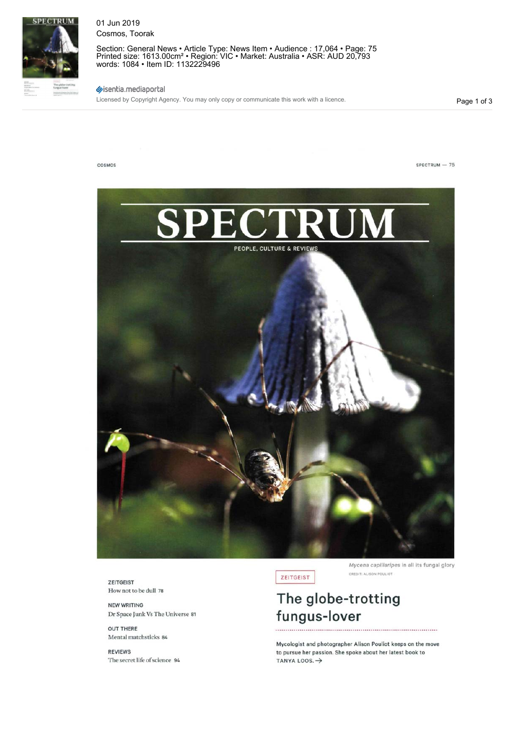01 Jun 2019
Cosmos, Toorak

Section: General News • Article Type: News Item • Audience : 17,064 • Page: 75
Printed size: 1613.00cm² • Region: VIC • Market: Australia • ASR: AUD 20,793
words: 1084 • Item ID: 1132229496

isentia.mediaportal

Licensed by Copyright Agency. You may only copy or communicate this work with a licence.

# SPECTRUM

PEOPLE, CULTURE & REVIEWS

*Mycena capillaripes* in all its fungal glory

CREDIT: ALISON POULIOT

**ZEITGEIST**
How not to be dull 78

**NEW WRITING**
Dr Space Junk Vs The Universe 81

**OUT THERE**
Mental matchsticks 84

**REVIEWS**
The secret life of science 94

ZEITGEIST

## The globe-trotting fungus-lover

Mycologist and photographer Alison Pouliot keeps on the move to pursue her passion. She spoke about her latest book to TANYA LOOS. →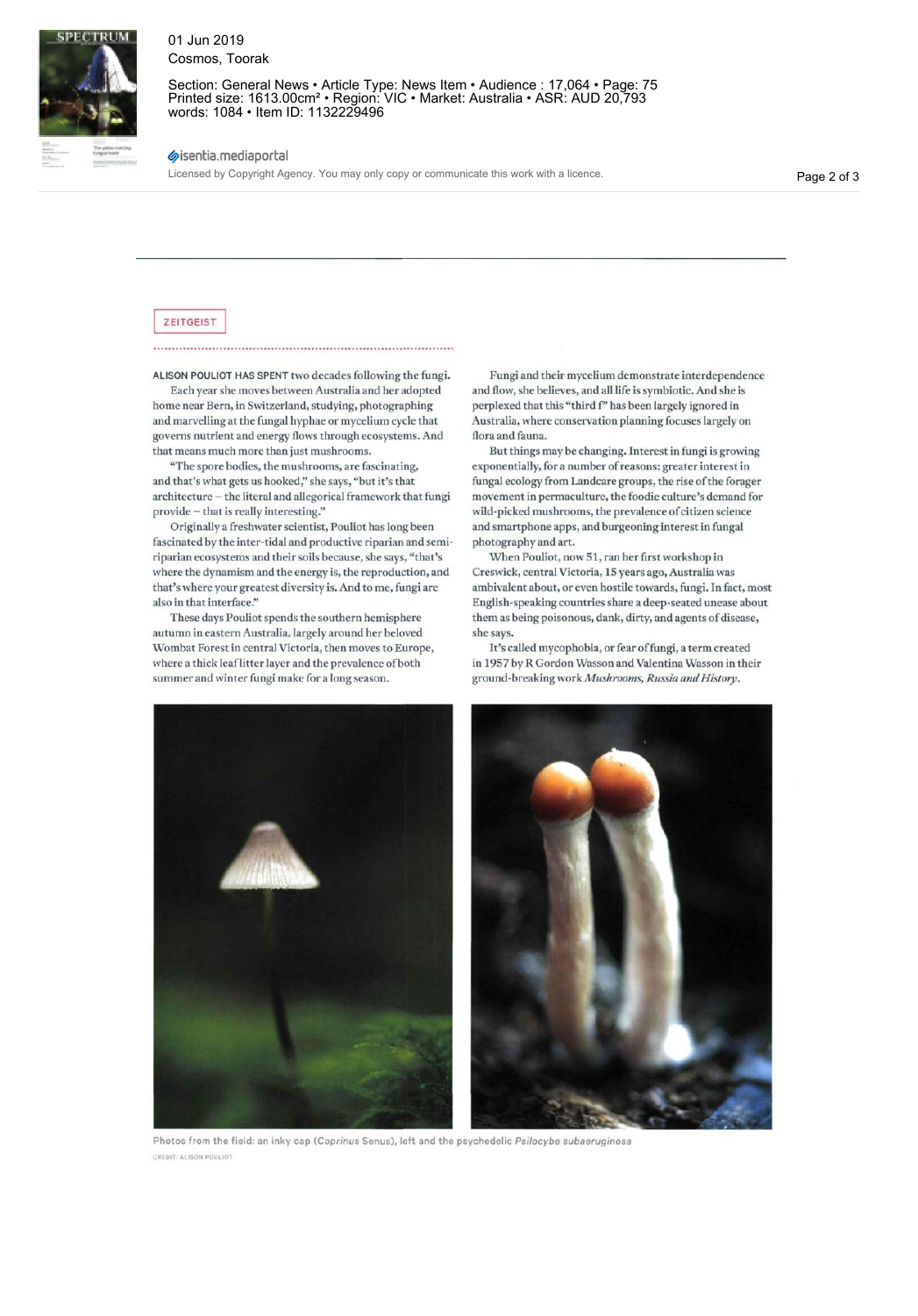ZEITGEIST

ALISON POULIOT HAS SPENT two decades following the fungi. Each year she moves between Australia and her adopted home near Bern, in Switzerland, studying, photographing and marvelling at the fungal hyphae or mycelium cycle that governs nutrient and energy flows through ecosystems. And that means much more than just mushrooms.

"The spore bodies, the mushrooms, are fascinating, and that's what gets us hooked," she says, "but it's that architecture – the literal and allegorical framework that fungi provide – that is really interesting."

Originally a freshwater scientist, Pouliot has long been fascinated by the inter-tidal and productive riparian and semi-riparian ecosystems and their soils because, she says, "that's where the dynamism and the energy is, the reproduction, and that's where your greatest diversity is. And to me, fungi are also in that interface."

These days Pouliot spends the southern hemisphere autumn in eastern Australia, largely around her beloved Wombat Forest in central Victoria, then moves to Europe, where a thick leaf litter layer and the prevalence of both summer and winter fungi make for a long season.

Fungi and their mycelium demonstrate interdependence and flow, she believes, and all life is symbiotic. And she is perplexed that this "third f" has been largely ignored in Australia, where conservation planning focuses largely on flora and fauna.

But things may be changing. Interest in fungi is growing exponentially, for a number of reasons: greater interest in fungal ecology from Landcare groups, the rise of the forager movement in permaculture, the foodie culture's demand for wild-picked mushrooms, the prevalence of citizen science and smartphone apps, and burgeoning interest in fungal photography and art.

When Pouliot, now 51, ran her first workshop in Creswick, central Victoria, 15 years ago, Australia was ambivalent about, or even hostile towards, fungi. In fact, most English-speaking countries share a deep-seated unease about them as being poisonous, dank, dirty, and agents of disease, she says.

It's called mycophobia, or fear of fungi, a term created in 1957 by R Gordon Wasson and Valentina Wasson in their ground-breaking work *Mushrooms, Russia and History*.

Photos from the field: an inky cap (*Coprinus* Senus), left and the psychedelic *Psilocybe subaeruginosa*

CREDIT: ALISON POULIOT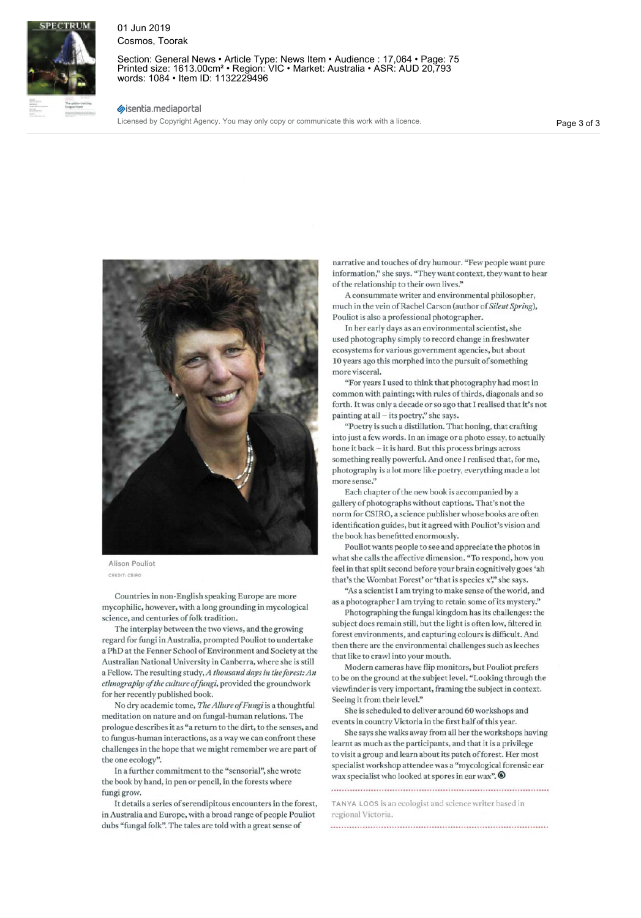Alison Pouliot

CREDIT: CSIRO

Countries in non-English speaking Europe are more mycophilic, however, with a long grounding in mycological science, and centuries of folk tradition.

The interplay between the two views, and the growing regard for fungi in Australia, prompted Pouliot to undertake a PhD at the Fenner School of Environment and Society at the Australian National University in Canberra, where she is still a Fellow. The resulting study, *A thousand days in the forest: An ethnography of the culture of fungi*, provided the groundwork for her recently published book.

No dry academic tome, *The Allure of Fungi* is a thoughtful meditation on nature and on fungal-human relations. The prologue describes it as "a return to the dirt, to the senses, and to fungus-human interactions, as a way we can confront these challenges in the hope that we might remember we are part of the one ecology".

In a further commitment to the "sensorial", she wrote the book by hand, in pen or pencil, in the forests where fungi grow.

It details a series of serendipitous encounters in the forest, in Australia and Europe, with a broad range of people Pouliot dubs "fungal folk". The tales are told with a great sense of narrative and touches of dry humour. "Few people want pure information," she says. "They want context, they want to hear of the relationship to their own lives."

A consummate writer and environmental philosopher, much in the vein of Rachel Carson (author of *Silent Spring*), Pouliot is also a professional photographer.

In her early days as an environmental scientist, she used photography simply to record change in freshwater ecosystems for various government agencies, but about 10 years ago this morphed into the pursuit of something more visceral.

"For years I used to think that photography had most in common with painting; with rules of thirds, diagonals and so forth. It was only a decade or so ago that I realised that it's not painting at all – its poetry," she says.

"Poetry is such a distillation. That honing, that crafting into just a few words. In an image or a photo essay, to actually hone it back – it is hard. But this process brings across something really powerful. And once I realised that, for me, photography is a lot more like poetry, everything made a lot more sense."

Each chapter of the new book is accompanied by a gallery of photographs without captions. That's not the norm for CSIRO, a science publisher whose books are often identification guides, but it agreed with Pouliot's vision and the book has benefitted enormously.

Pouliot wants people to see and appreciate the photos in what she calls the affective dimension. "To respond, how you feel in that split second before your brain cognitively goes 'ah that's the Wombat Forest' or 'that is species x'," she says.

"As a scientist I am trying to make sense of the world, and as a photographer I am trying to retain some of its mystery."

Photographing the fungal kingdom has its challenges: the subject does remain still, but the light is often low, filtered in forest environments, and capturing colours is difficult. And then there are the environmental challenges such as leeches that like to crawl into your mouth.

Modern cameras have flip monitors, but Pouliot prefers to be on the ground at the subject level. "Looking through the viewfinder is very important, framing the subject in context. Seeing it from their level."

She is scheduled to deliver around 60 workshops and events in country Victoria in the first half of this year.

She says she walks away from all her the workshops having learnt as much as the participants, and that it is a privilege to visit a group and learn about its patch of forest. Her most specialist workshop attendee was a "mycological forensic ear wax specialist who looked at spores in ear wax".

TANYA LOOS is an ecologist and science writer based in regional Victoria.